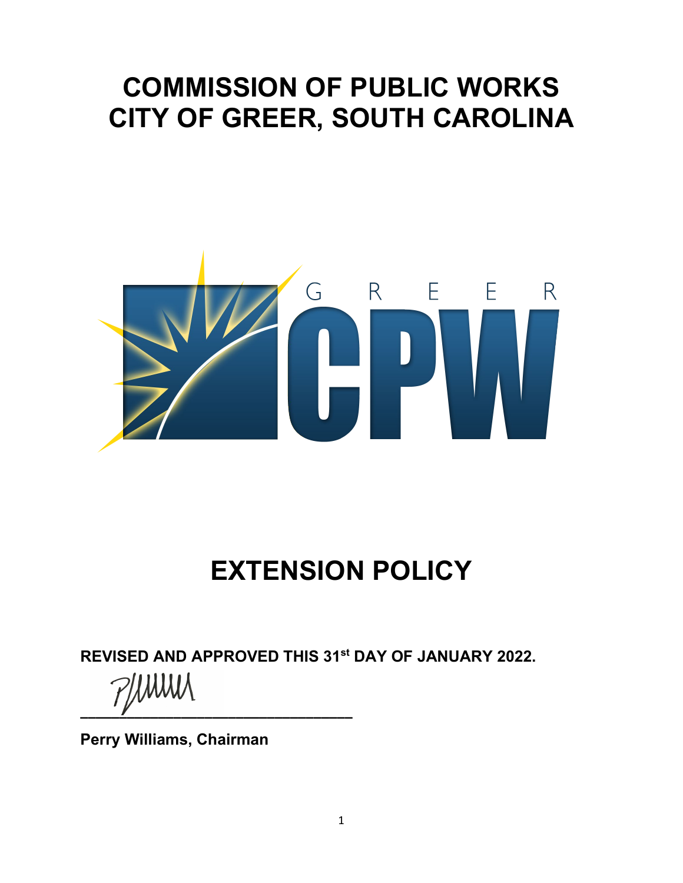# COMMISSION OF PUBLIC WORKS
# CITY OF GREER, SOUTH CAROLINA

# EXTENSION POLICY

**REVISED AND APPROVED THIS 31st DAY OF JANUARY 2022.**

_______________________________

**Perry Williams, Chairman**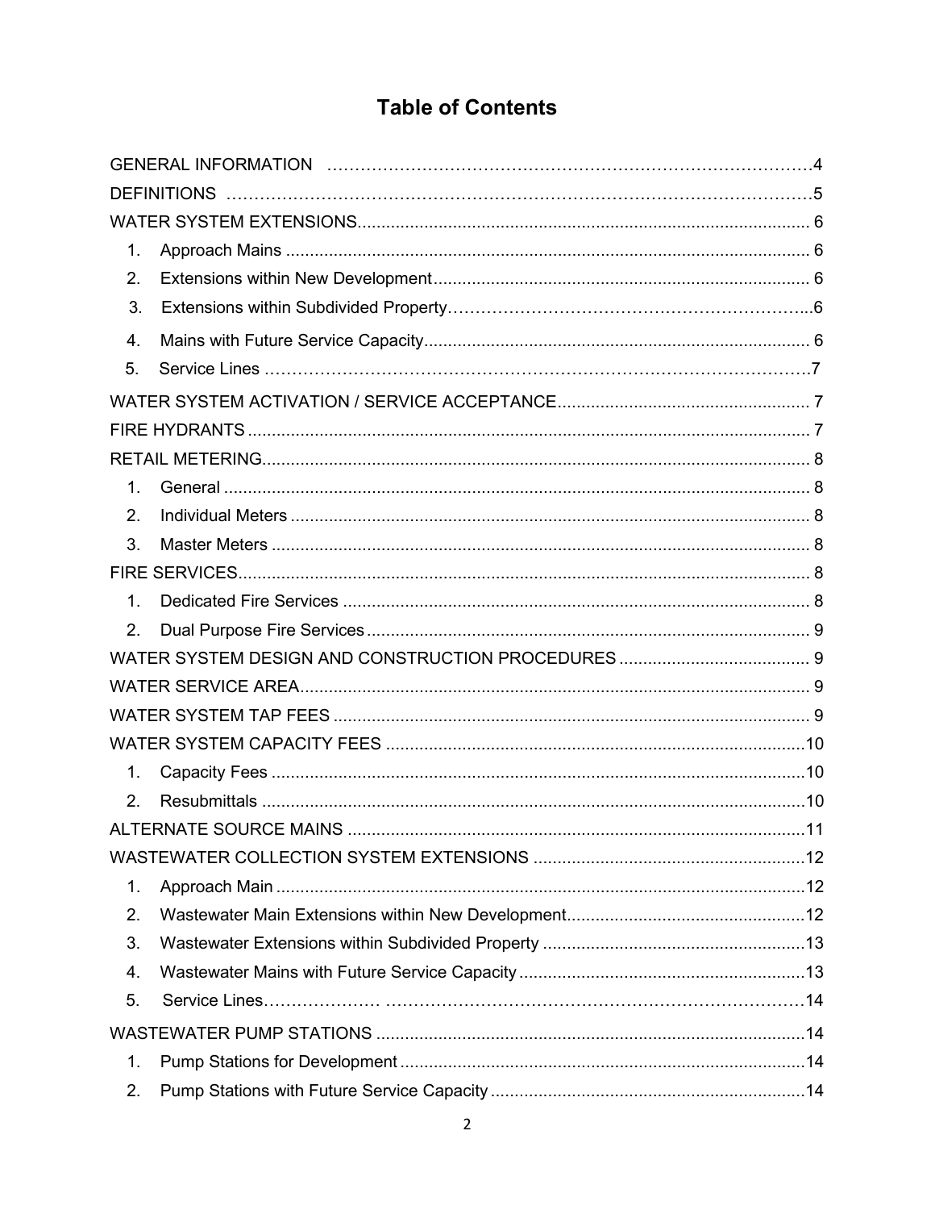# Table of Contents

GENERAL INFORMATION ........................................................................................ 4

DEFINITIONS ........................................................................................................... 5

WATER SYSTEM EXTENSIONS............................................................................... 6

1. Approach Mains ................................................................................................ 6
2. Extensions within New Development................................................................ 6
3. Extensions within Subdivided Property.............................................................. 6
4. Mains with Future Service Capacity.................................................................. 6
5. Service Lines ..................................................................................................... 7

WATER SYSTEM ACTIVATION / SERVICE ACCEPTANCE..................................... 7

FIRE HYDRANTS ...................................................................................................... 7

RETAIL METERING................................................................................................... 8

1. General .............................................................................................................. 8
2. Individual Meters ............................................................................................... 8
3. Master Meters .................................................................................................... 8

FIRE SERVICES......................................................................................................... 8

1. Dedicated Fire Services .................................................................................... 8
2. Dual Purpose Fire Services ............................................................................... 9

WATER SYSTEM DESIGN AND CONSTRUCTION PROCEDURES ......................... 9

WATER SERVICE AREA............................................................................................ 9

WATER SYSTEM TAP FEES ..................................................................................... 9

WATER SYSTEM CAPACITY FEES ........................................................................ 10

1. Capacity Fees .................................................................................................. 10
2. Resubmittals .................................................................................................... 10

ALTERNATE SOURCE MAINS ................................................................................ 11

WASTEWATER COLLECTION SYSTEM EXTENSIONS ......................................... 12

1. Approach Main ................................................................................................. 12
2. Wastewater Main Extensions within New Development.................................. 12
3. Wastewater Extensions within Subdivided Property ........................................ 13
4. Wastewater Mains with Future Service Capacity ............................................. 13
5. Service Lines.................................................................................................... 14

WASTEWATER PUMP STATIONS .......................................................................... 14

1. Pump Stations for Development ...................................................................... 14
2. Pump Stations with Future Service Capacity .................................................. 14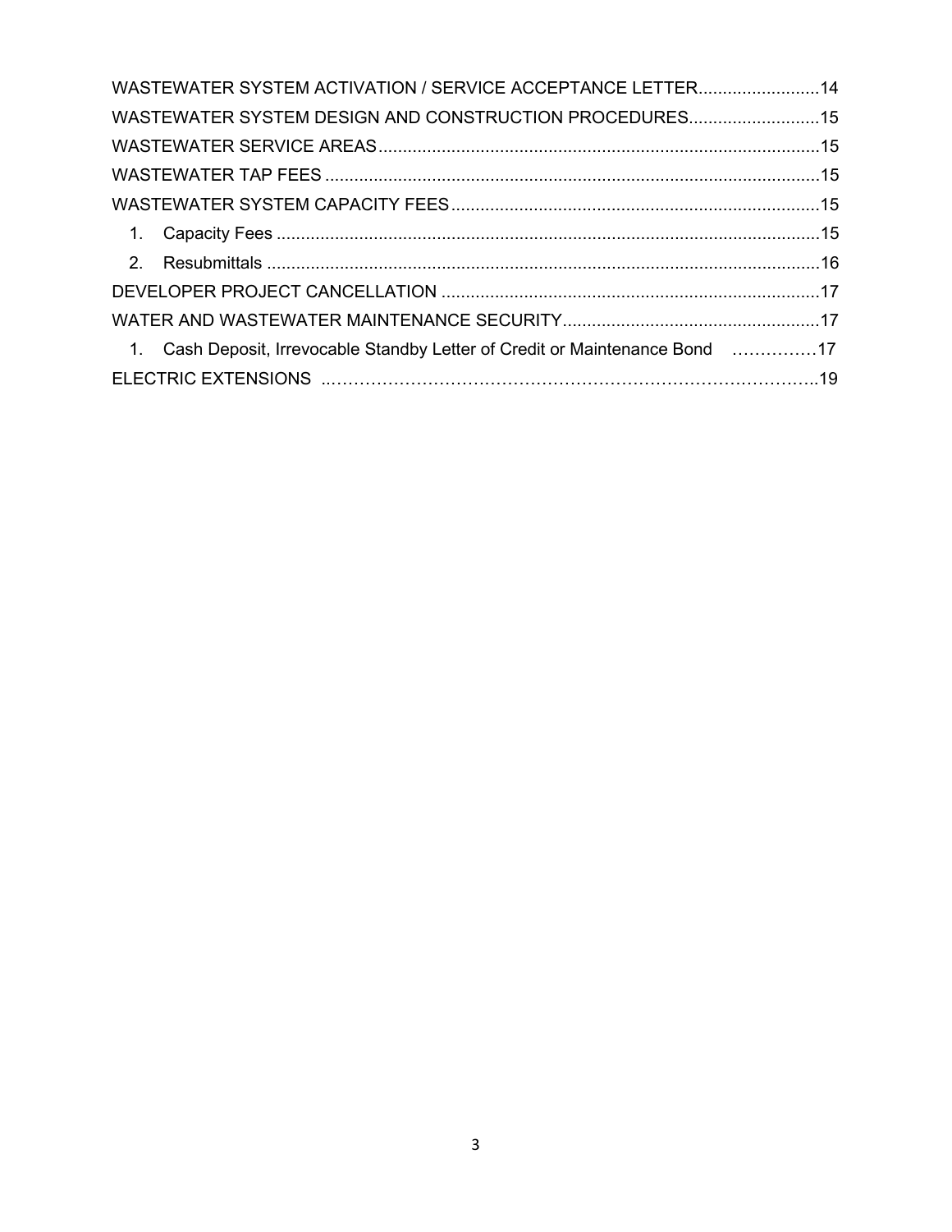WASTEWATER SYSTEM ACTIVATION / SERVICE ACCEPTANCE LETTER.........................14

WASTEWATER SYSTEM DESIGN AND CONSTRUCTION PROCEDURES...........................15

WASTEWATER SERVICE AREAS..........................................................................................15

WASTEWATER TAP FEES ......................................................................................................15

WASTEWATER SYSTEM CAPACITY FEES............................................................................15

1. Capacity Fees ................................................................................................................15
2. Resubmittals ..................................................................................................................16

DEVELOPER PROJECT CANCELLATION .............................................................................17

WATER AND WASTEWATER MAINTENANCE SECURITY.....................................................17

1. Cash Deposit, Irrevocable Standby Letter of Credit or Maintenance Bond ……………17

ELECTRIC EXTENSIONS ..………………………………………………………………………..19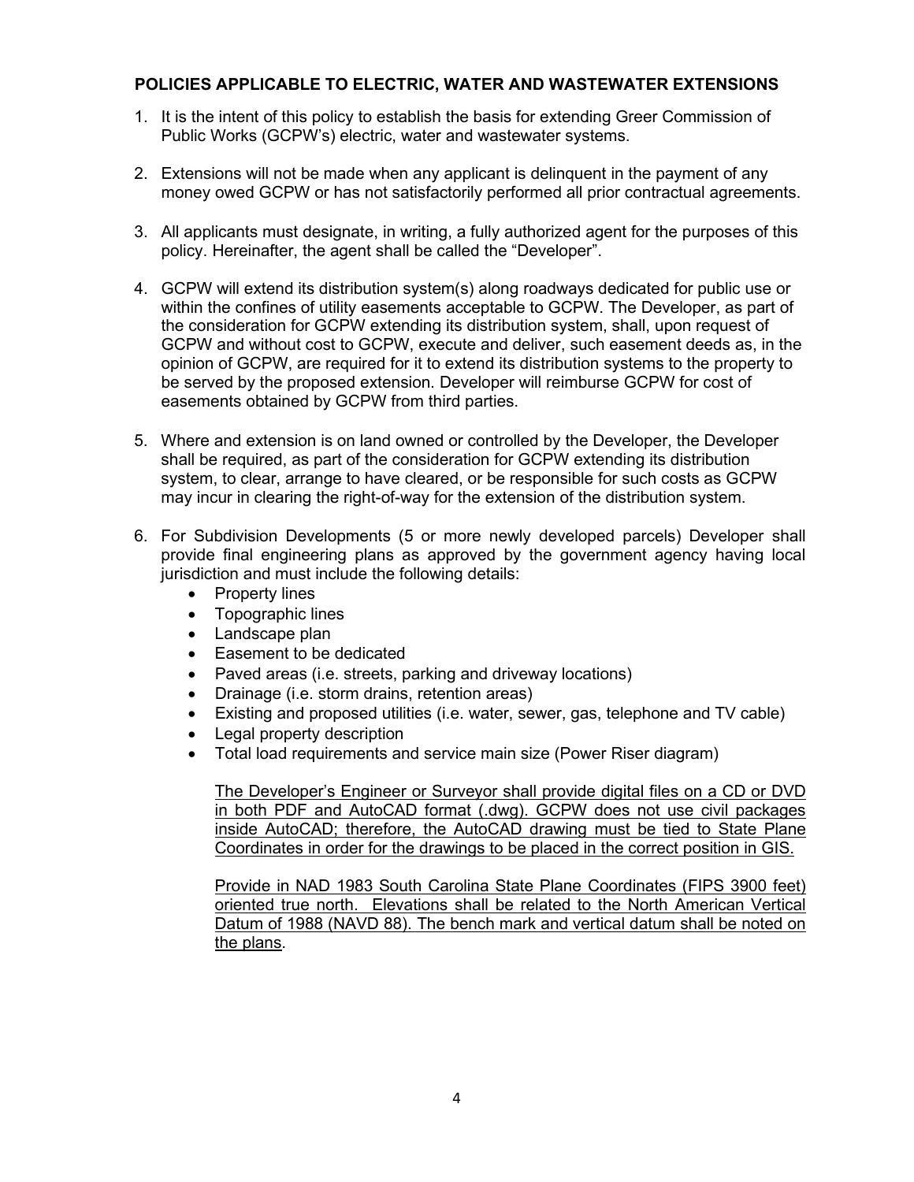### POLICIES APPLICABLE TO ELECTRIC, WATER AND WASTEWATER EXTENSIONS

1. It is the intent of this policy to establish the basis for extending Greer Commission of Public Works (GCPW's) electric, water and wastewater systems.

2. Extensions will not be made when any applicant is delinquent in the payment of any money owed GCPW or has not satisfactorily performed all prior contractual agreements.

3. All applicants must designate, in writing, a fully authorized agent for the purposes of this policy. Hereinafter, the agent shall be called the "Developer".

4. GCPW will extend its distribution system(s) along roadways dedicated for public use or within the confines of utility easements acceptable to GCPW. The Developer, as part of the consideration for GCPW extending its distribution system, shall, upon request of GCPW and without cost to GCPW, execute and deliver, such easement deeds as, in the opinion of GCPW, are required for it to extend its distribution systems to the property to be served by the proposed extension. Developer will reimburse GCPW for cost of easements obtained by GCPW from third parties.

5. Where and extension is on land owned or controlled by the Developer, the Developer shall be required, as part of the consideration for GCPW extending its distribution system, to clear, arrange to have cleared, or be responsible for such costs as GCPW may incur in clearing the right-of-way for the extension of the distribution system.

6. For Subdivision Developments (5 or more newly developed parcels) Developer shall provide final engineering plans as approved by the government agency having local jurisdiction and must include the following details:
   - Property lines
   - Topographic lines
   - Landscape plan
   - Easement to be dedicated
   - Paved areas (i.e. streets, parking and driveway locations)
   - Drainage (i.e. storm drains, retention areas)
   - Existing and proposed utilities (i.e. water, sewer, gas, telephone and TV cable)
   - Legal property description
   - Total load requirements and service main size (Power Riser diagram)

   <u>The Developer's Engineer or Surveyor shall provide digital files on a CD or DVD in both PDF and AutoCAD format (.dwg). GCPW does not use civil packages inside AutoCAD; therefore, the AutoCAD drawing must be tied to State Plane Coordinates in order for the drawings to be placed in the correct position in GIS.</u>

   <u>Provide in NAD 1983 South Carolina State Plane Coordinates (FIPS 3900 feet) oriented true north. Elevations shall be related to the North American Vertical Datum of 1988 (NAVD 88). The bench mark and vertical datum shall be noted on the plans</u>.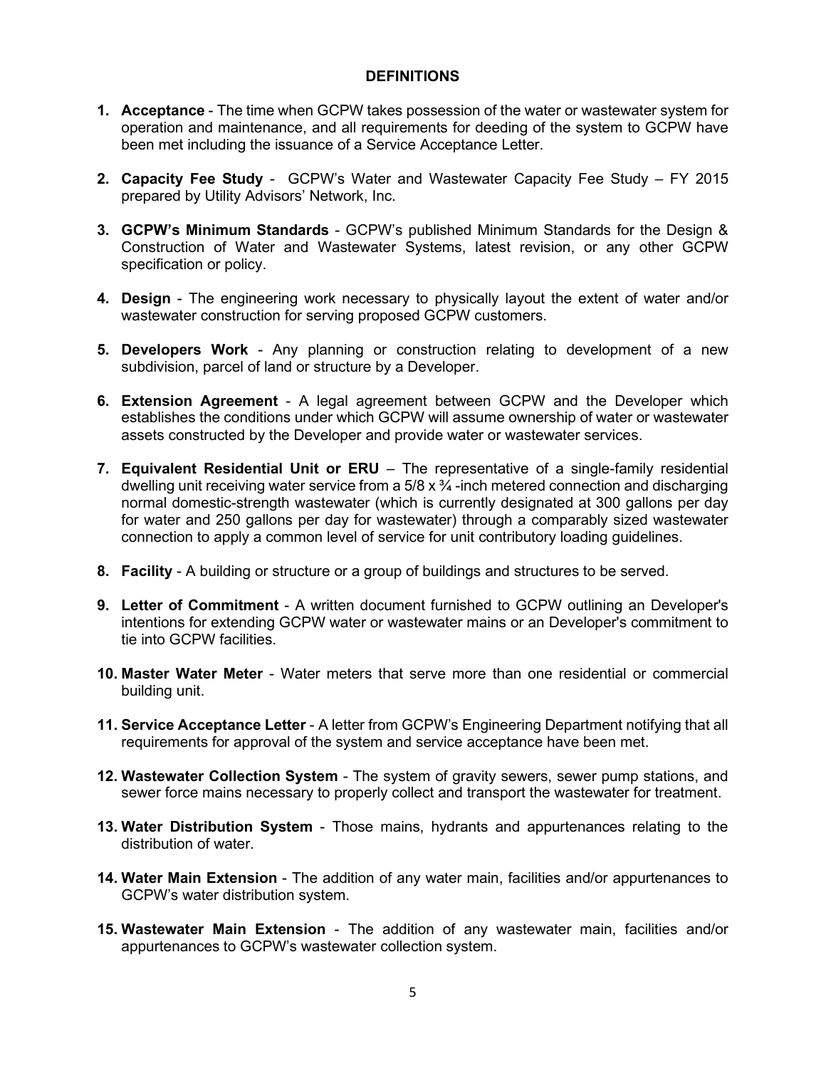## DEFINITIONS

1. **Acceptance** - The time when GCPW takes possession of the water or wastewater system for operation and maintenance, and all requirements for deeding of the system to GCPW have been met including the issuance of a Service Acceptance Letter.

2. **Capacity Fee Study** - GCPW's Water and Wastewater Capacity Fee Study – FY 2015 prepared by Utility Advisors' Network, Inc.

3. **GCPW's Minimum Standards** - GCPW's published Minimum Standards for the Design & Construction of Water and Wastewater Systems, latest revision, or any other GCPW specification or policy.

4. **Design** - The engineering work necessary to physically layout the extent of water and/or wastewater construction for serving proposed GCPW customers.

5. **Developers Work** - Any planning or construction relating to development of a new subdivision, parcel of land or structure by a Developer.

6. **Extension Agreement** - A legal agreement between GCPW and the Developer which establishes the conditions under which GCPW will assume ownership of water or wastewater assets constructed by the Developer and provide water or wastewater services.

7. **Equivalent Residential Unit or ERU** – The representative of a single-family residential dwelling unit receiving water service from a 5/8 x ¾ -inch metered connection and discharging normal domestic-strength wastewater (which is currently designated at 300 gallons per day for water and 250 gallons per day for wastewater) through a comparably sized wastewater connection to apply a common level of service for unit contributory loading guidelines.

8. **Facility** - A building or structure or a group of buildings and structures to be served.

9. **Letter of Commitment** - A written document furnished to GCPW outlining an Developer's intentions for extending GCPW water or wastewater mains or an Developer's commitment to tie into GCPW facilities.

10. **Master Water Meter** - Water meters that serve more than one residential or commercial building unit.

11. **Service Acceptance Letter** - A letter from GCPW's Engineering Department notifying that all requirements for approval of the system and service acceptance have been met.

12. **Wastewater Collection System** - The system of gravity sewers, sewer pump stations, and sewer force mains necessary to properly collect and transport the wastewater for treatment.

13. **Water Distribution System** - Those mains, hydrants and appurtenances relating to the distribution of water.

14. **Water Main Extension** - The addition of any water main, facilities and/or appurtenances to GCPW's water distribution system.

15. **Wastewater Main Extension** - The addition of any wastewater main, facilities and/or appurtenances to GCPW's wastewater collection system.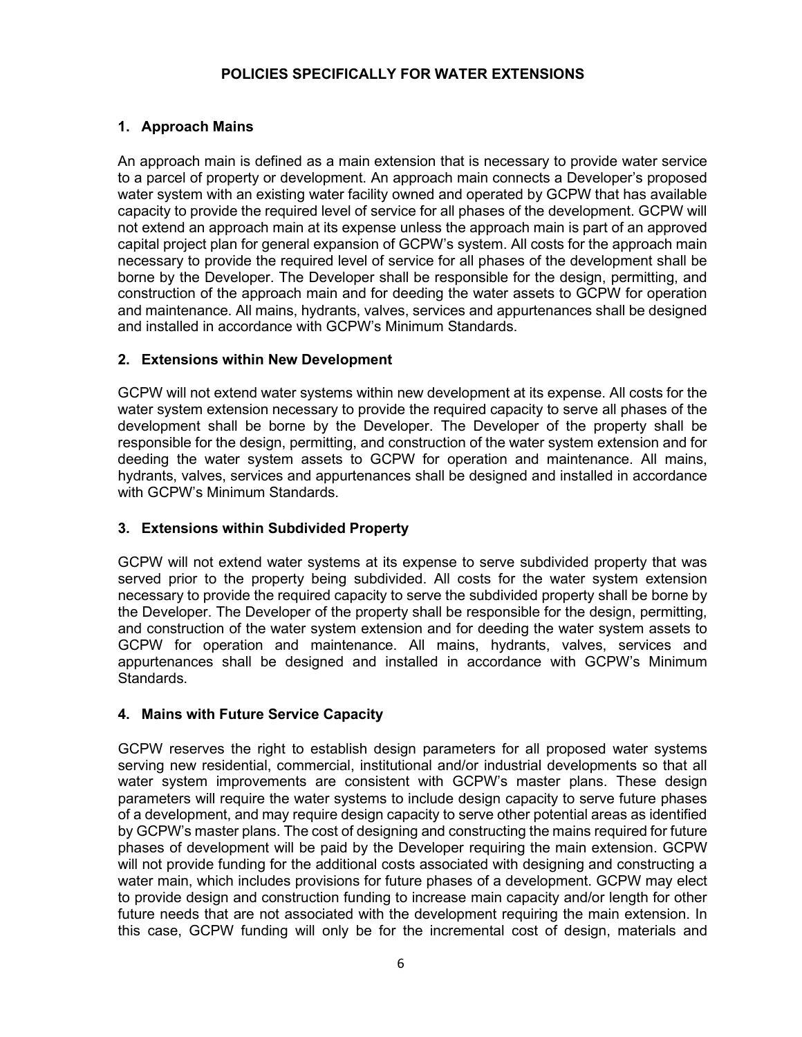## POLICIES SPECIFICALLY FOR WATER EXTENSIONS

### 1. Approach Mains

An approach main is defined as a main extension that is necessary to provide water service to a parcel of property or development. An approach main connects a Developer's proposed water system with an existing water facility owned and operated by GCPW that has available capacity to provide the required level of service for all phases of the development. GCPW will not extend an approach main at its expense unless the approach main is part of an approved capital project plan for general expansion of GCPW's system. All costs for the approach main necessary to provide the required level of service for all phases of the development shall be borne by the Developer. The Developer shall be responsible for the design, permitting, and construction of the approach main and for deeding the water assets to GCPW for operation and maintenance. All mains, hydrants, valves, services and appurtenances shall be designed and installed in accordance with GCPW's Minimum Standards.

### 2. Extensions within New Development

GCPW will not extend water systems within new development at its expense. All costs for the water system extension necessary to provide the required capacity to serve all phases of the development shall be borne by the Developer. The Developer of the property shall be responsible for the design, permitting, and construction of the water system extension and for deeding the water system assets to GCPW for operation and maintenance. All mains, hydrants, valves, services and appurtenances shall be designed and installed in accordance with GCPW's Minimum Standards.

### 3. Extensions within Subdivided Property

GCPW will not extend water systems at its expense to serve subdivided property that was served prior to the property being subdivided. All costs for the water system extension necessary to provide the required capacity to serve the subdivided property shall be borne by the Developer. The Developer of the property shall be responsible for the design, permitting, and construction of the water system extension and for deeding the water system assets to GCPW for operation and maintenance. All mains, hydrants, valves, services and appurtenances shall be designed and installed in accordance with GCPW's Minimum Standards.

### 4. Mains with Future Service Capacity

GCPW reserves the right to establish design parameters for all proposed water systems serving new residential, commercial, institutional and/or industrial developments so that all water system improvements are consistent with GCPW's master plans. These design parameters will require the water systems to include design capacity to serve future phases of a development, and may require design capacity to serve other potential areas as identified by GCPW's master plans. The cost of designing and constructing the mains required for future phases of development will be paid by the Developer requiring the main extension. GCPW will not provide funding for the additional costs associated with designing and constructing a water main, which includes provisions for future phases of a development. GCPW may elect to provide design and construction funding to increase main capacity and/or length for other future needs that are not associated with the development requiring the main extension. In this case, GCPW funding will only be for the incremental cost of design, materials and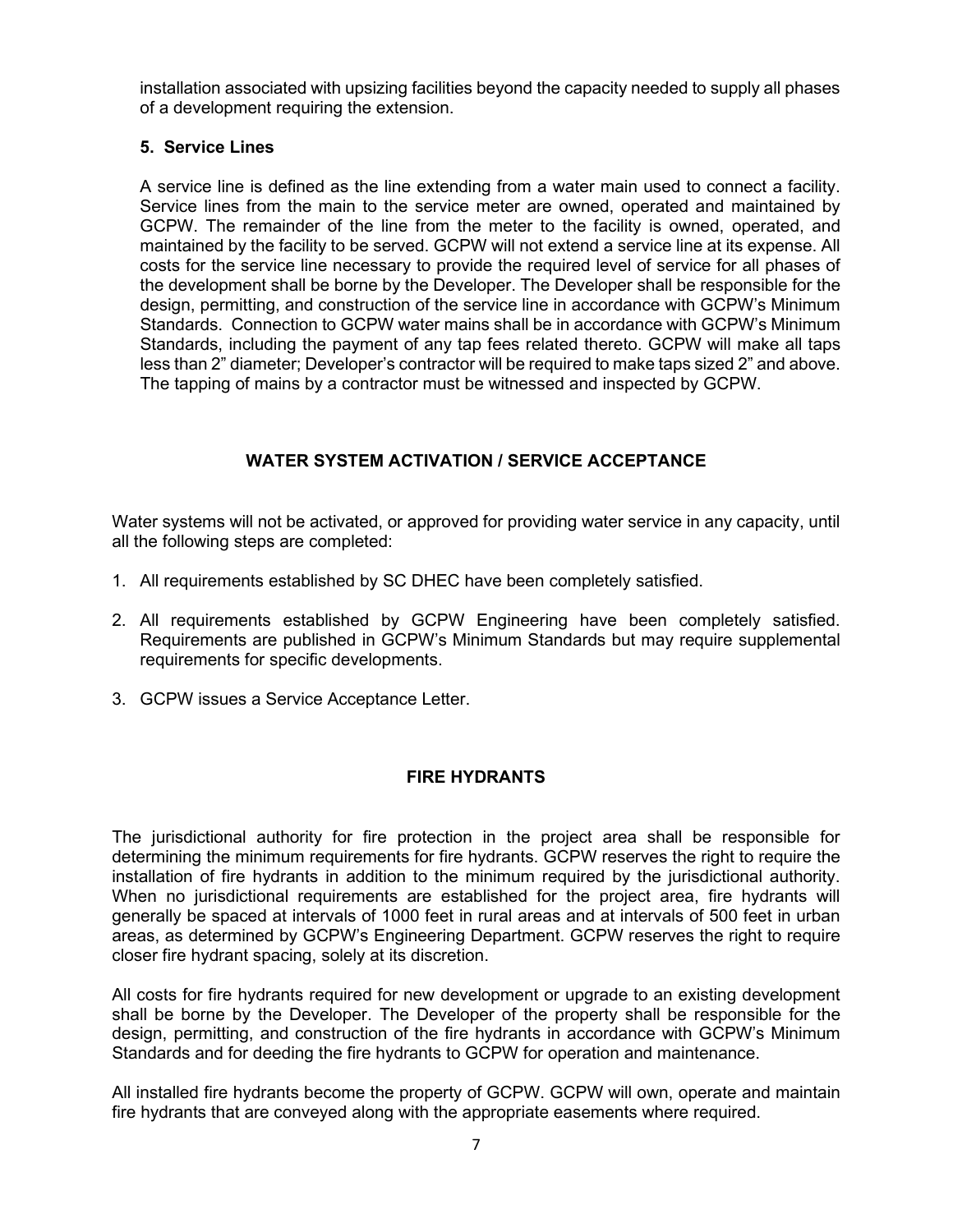installation associated with upsizing facilities beyond the capacity needed to supply all phases of a development requiring the extension.

**5. Service Lines**

A service line is defined as the line extending from a water main used to connect a facility. Service lines from the main to the service meter are owned, operated and maintained by GCPW. The remainder of the line from the meter to the facility is owned, operated, and maintained by the facility to be served. GCPW will not extend a service line at its expense. All costs for the service line necessary to provide the required level of service for all phases of the development shall be borne by the Developer. The Developer shall be responsible for the design, permitting, and construction of the service line in accordance with GCPW's Minimum Standards. Connection to GCPW water mains shall be in accordance with GCPW's Minimum Standards, including the payment of any tap fees related thereto. GCPW will make all taps less than 2" diameter; Developer's contractor will be required to make taps sized 2" and above. The tapping of mains by a contractor must be witnessed and inspected by GCPW.

## WATER SYSTEM ACTIVATION / SERVICE ACCEPTANCE

Water systems will not be activated, or approved for providing water service in any capacity, until all the following steps are completed:

1. All requirements established by SC DHEC have been completely satisfied.
2. All requirements established by GCPW Engineering have been completely satisfied. Requirements are published in GCPW's Minimum Standards but may require supplemental requirements for specific developments.
3. GCPW issues a Service Acceptance Letter.

## FIRE HYDRANTS

The jurisdictional authority for fire protection in the project area shall be responsible for determining the minimum requirements for fire hydrants. GCPW reserves the right to require the installation of fire hydrants in addition to the minimum required by the jurisdictional authority. When no jurisdictional requirements are established for the project area, fire hydrants will generally be spaced at intervals of 1000 feet in rural areas and at intervals of 500 feet in urban areas, as determined by GCPW's Engineering Department. GCPW reserves the right to require closer fire hydrant spacing, solely at its discretion.

All costs for fire hydrants required for new development or upgrade to an existing development shall be borne by the Developer. The Developer of the property shall be responsible for the design, permitting, and construction of the fire hydrants in accordance with GCPW's Minimum Standards and for deeding the fire hydrants to GCPW for operation and maintenance.

All installed fire hydrants become the property of GCPW. GCPW will own, operate and maintain fire hydrants that are conveyed along with the appropriate easements where required.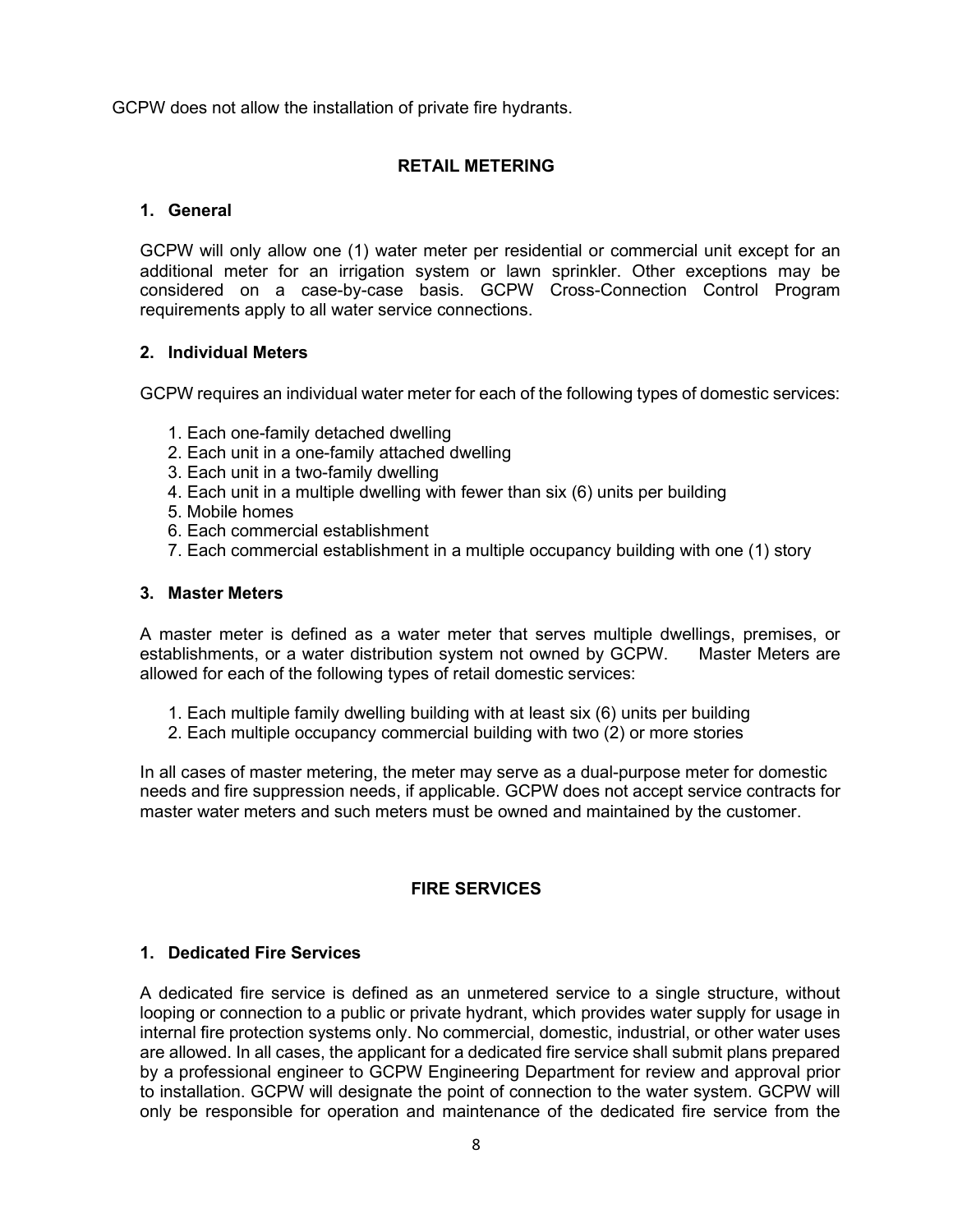GCPW does not allow the installation of private fire hydrants.

## RETAIL METERING

### 1. General

GCPW will only allow one (1) water meter per residential or commercial unit except for an additional meter for an irrigation system or lawn sprinkler. Other exceptions may be considered on a case-by-case basis. GCPW Cross-Connection Control Program requirements apply to all water service connections.

### 2. Individual Meters

GCPW requires an individual water meter for each of the following types of domestic services:

1. Each one-family detached dwelling
2. Each unit in a one-family attached dwelling
3. Each unit in a two-family dwelling
4. Each unit in a multiple dwelling with fewer than six (6) units per building
5. Mobile homes
6. Each commercial establishment
7. Each commercial establishment in a multiple occupancy building with one (1) story

### 3. Master Meters

A master meter is defined as a water meter that serves multiple dwellings, premises, or establishments, or a water distribution system not owned by GCPW. Master Meters are allowed for each of the following types of retail domestic services:

1. Each multiple family dwelling building with at least six (6) units per building
2. Each multiple occupancy commercial building with two (2) or more stories

In all cases of master metering, the meter may serve as a dual-purpose meter for domestic needs and fire suppression needs, if applicable. GCPW does not accept service contracts for master water meters and such meters must be owned and maintained by the customer.

## FIRE SERVICES

### 1. Dedicated Fire Services

A dedicated fire service is defined as an unmetered service to a single structure, without looping or connection to a public or private hydrant, which provides water supply for usage in internal fire protection systems only. No commercial, domestic, industrial, or other water uses are allowed. In all cases, the applicant for a dedicated fire service shall submit plans prepared by a professional engineer to GCPW Engineering Department for review and approval prior to installation. GCPW will designate the point of connection to the water system. GCPW will only be responsible for operation and maintenance of the dedicated fire service from the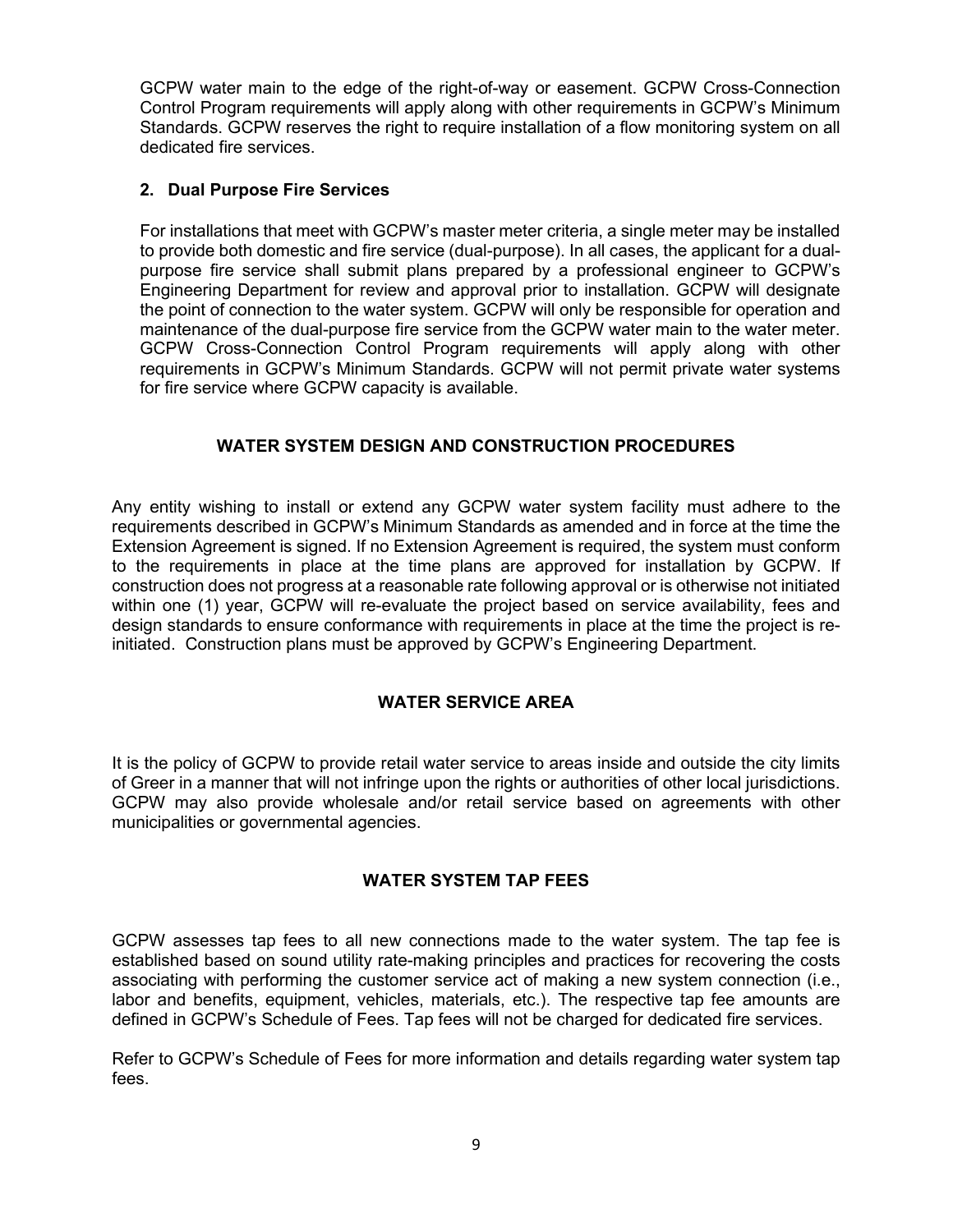GCPW water main to the edge of the right-of-way or easement. GCPW Cross-Connection Control Program requirements will apply along with other requirements in GCPW's Minimum Standards. GCPW reserves the right to require installation of a flow monitoring system on all dedicated fire services.

**2. Dual Purpose Fire Services**

For installations that meet with GCPW's master meter criteria, a single meter may be installed to provide both domestic and fire service (dual-purpose). In all cases, the applicant for a dual-purpose fire service shall submit plans prepared by a professional engineer to GCPW's Engineering Department for review and approval prior to installation. GCPW will designate the point of connection to the water system. GCPW will only be responsible for operation and maintenance of the dual-purpose fire service from the GCPW water main to the water meter. GCPW Cross-Connection Control Program requirements will apply along with other requirements in GCPW's Minimum Standards. GCPW will not permit private water systems for fire service where GCPW capacity is available.

## WATER SYSTEM DESIGN AND CONSTRUCTION PROCEDURES

Any entity wishing to install or extend any GCPW water system facility must adhere to the requirements described in GCPW's Minimum Standards as amended and in force at the time the Extension Agreement is signed. If no Extension Agreement is required, the system must conform to the requirements in place at the time plans are approved for installation by GCPW. If construction does not progress at a reasonable rate following approval or is otherwise not initiated within one (1) year, GCPW will re-evaluate the project based on service availability, fees and design standards to ensure conformance with requirements in place at the time the project is re-initiated. Construction plans must be approved by GCPW's Engineering Department.

## WATER SERVICE AREA

It is the policy of GCPW to provide retail water service to areas inside and outside the city limits of Greer in a manner that will not infringe upon the rights or authorities of other local jurisdictions. GCPW may also provide wholesale and/or retail service based on agreements with other municipalities or governmental agencies.

## WATER SYSTEM TAP FEES

GCPW assesses tap fees to all new connections made to the water system. The tap fee is established based on sound utility rate-making principles and practices for recovering the costs associating with performing the customer service act of making a new system connection (i.e., labor and benefits, equipment, vehicles, materials, etc.). The respective tap fee amounts are defined in GCPW's Schedule of Fees. Tap fees will not be charged for dedicated fire services.

Refer to GCPW's Schedule of Fees for more information and details regarding water system tap fees.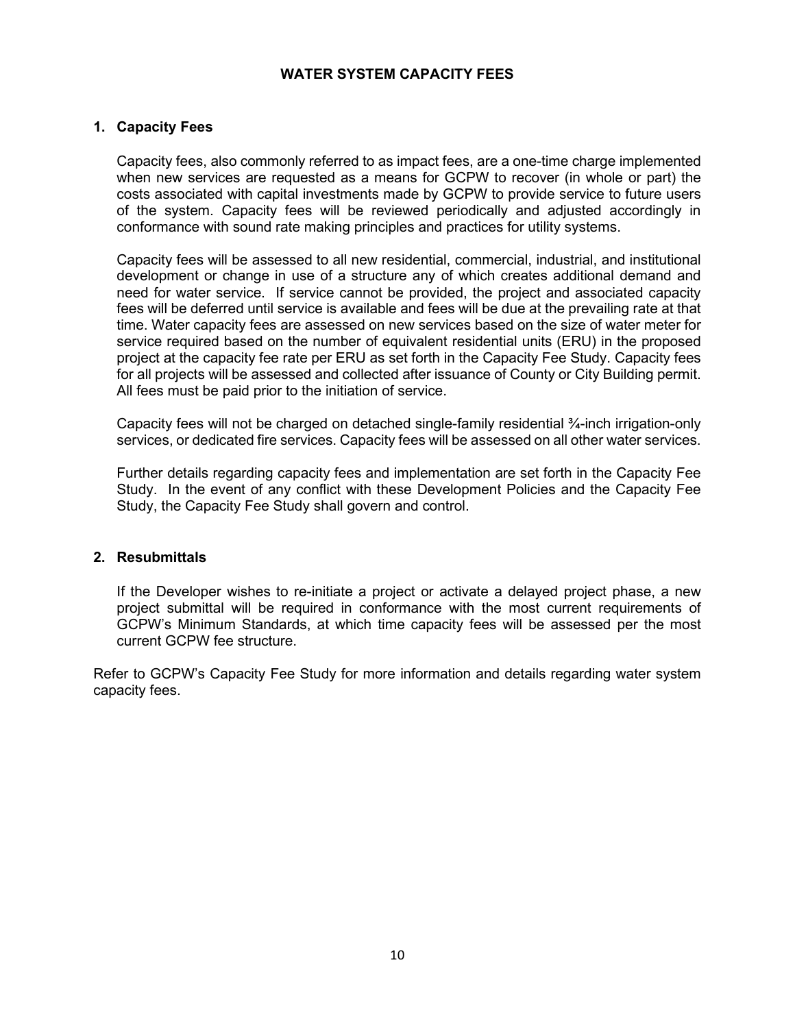# WATER SYSTEM CAPACITY FEES

## 1. Capacity Fees

Capacity fees, also commonly referred to as impact fees, are a one-time charge implemented when new services are requested as a means for GCPW to recover (in whole or part) the costs associated with capital investments made by GCPW to provide service to future users of the system. Capacity fees will be reviewed periodically and adjusted accordingly in conformance with sound rate making principles and practices for utility systems.

Capacity fees will be assessed to all new residential, commercial, industrial, and institutional development or change in use of a structure any of which creates additional demand and need for water service. If service cannot be provided, the project and associated capacity fees will be deferred until service is available and fees will be due at the prevailing rate at that time. Water capacity fees are assessed on new services based on the size of water meter for service required based on the number of equivalent residential units (ERU) in the proposed project at the capacity fee rate per ERU as set forth in the Capacity Fee Study. Capacity fees for all projects will be assessed and collected after issuance of County or City Building permit. All fees must be paid prior to the initiation of service.

Capacity fees will not be charged on detached single-family residential ¾-inch irrigation-only services, or dedicated fire services. Capacity fees will be assessed on all other water services.

Further details regarding capacity fees and implementation are set forth in the Capacity Fee Study. In the event of any conflict with these Development Policies and the Capacity Fee Study, the Capacity Fee Study shall govern and control.

## 2. Resubmittals

If the Developer wishes to re-initiate a project or activate a delayed project phase, a new project submittal will be required in conformance with the most current requirements of GCPW's Minimum Standards, at which time capacity fees will be assessed per the most current GCPW fee structure.

Refer to GCPW's Capacity Fee Study for more information and details regarding water system capacity fees.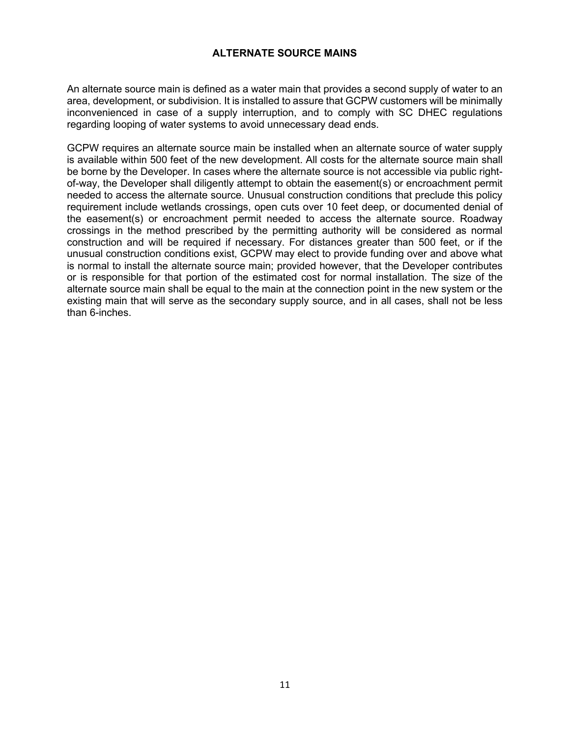# ALTERNATE SOURCE MAINS

An alternate source main is defined as a water main that provides a second supply of water to an area, development, or subdivision. It is installed to assure that GCPW customers will be minimally inconvenienced in case of a supply interruption, and to comply with SC DHEC regulations regarding looping of water systems to avoid unnecessary dead ends.

GCPW requires an alternate source main be installed when an alternate source of water supply is available within 500 feet of the new development. All costs for the alternate source main shall be borne by the Developer. In cases where the alternate source is not accessible via public right-of-way, the Developer shall diligently attempt to obtain the easement(s) or encroachment permit needed to access the alternate source. Unusual construction conditions that preclude this policy requirement include wetlands crossings, open cuts over 10 feet deep, or documented denial of the easement(s) or encroachment permit needed to access the alternate source. Roadway crossings in the method prescribed by the permitting authority will be considered as normal construction and will be required if necessary. For distances greater than 500 feet, or if the unusual construction conditions exist, GCPW may elect to provide funding over and above what is normal to install the alternate source main; provided however, that the Developer contributes or is responsible for that portion of the estimated cost for normal installation. The size of the alternate source main shall be equal to the main at the connection point in the new system or the existing main that will serve as the secondary supply source, and in all cases, shall not be less than 6-inches.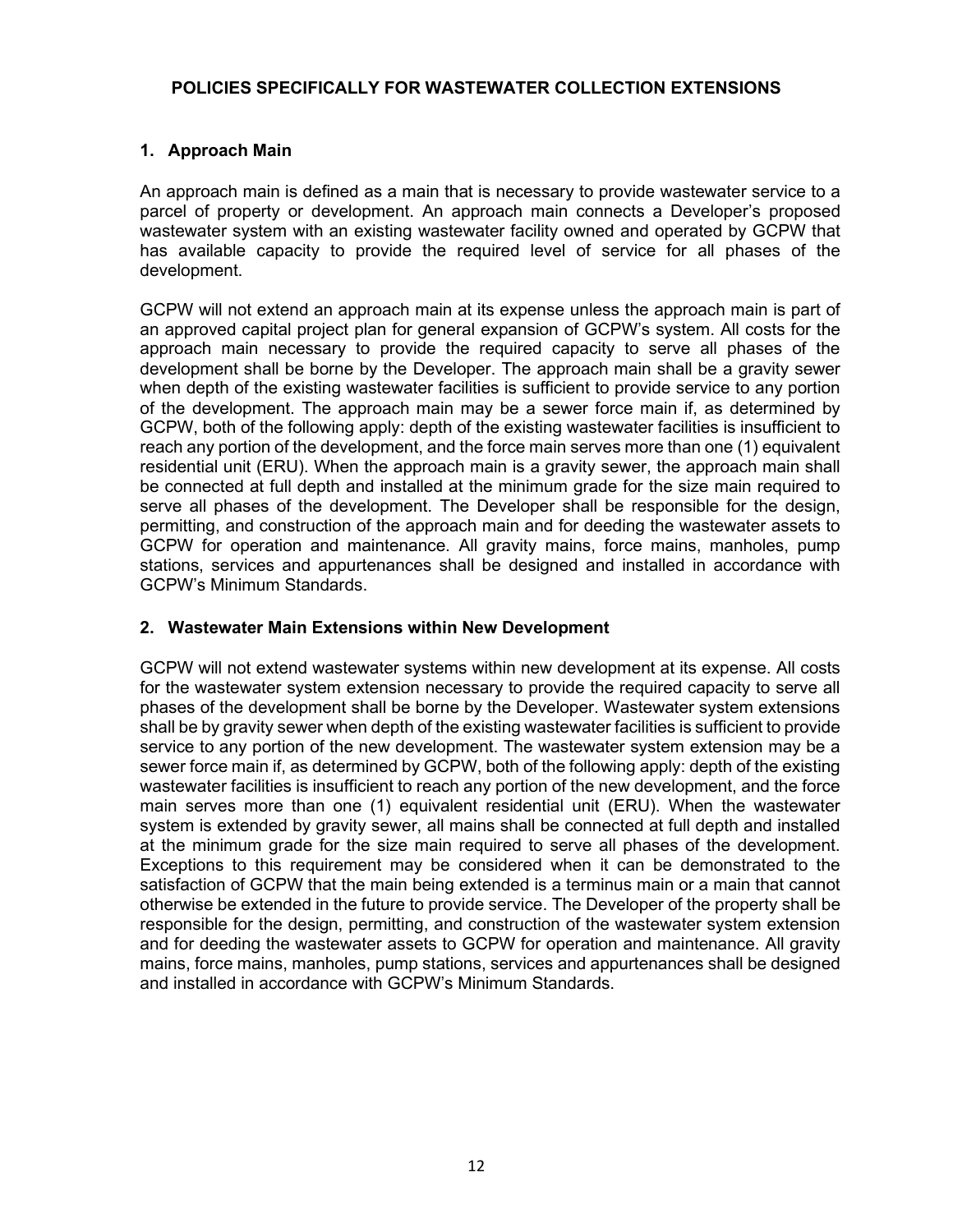## POLICIES SPECIFICALLY FOR WASTEWATER COLLECTION EXTENSIONS

### 1. Approach Main

An approach main is defined as a main that is necessary to provide wastewater service to a parcel of property or development. An approach main connects a Developer's proposed wastewater system with an existing wastewater facility owned and operated by GCPW that has available capacity to provide the required level of service for all phases of the development.

GCPW will not extend an approach main at its expense unless the approach main is part of an approved capital project plan for general expansion of GCPW's system. All costs for the approach main necessary to provide the required capacity to serve all phases of the development shall be borne by the Developer. The approach main shall be a gravity sewer when depth of the existing wastewater facilities is sufficient to provide service to any portion of the development. The approach main may be a sewer force main if, as determined by GCPW, both of the following apply: depth of the existing wastewater facilities is insufficient to reach any portion of the development, and the force main serves more than one (1) equivalent residential unit (ERU). When the approach main is a gravity sewer, the approach main shall be connected at full depth and installed at the minimum grade for the size main required to serve all phases of the development. The Developer shall be responsible for the design, permitting, and construction of the approach main and for deeding the wastewater assets to GCPW for operation and maintenance. All gravity mains, force mains, manholes, pump stations, services and appurtenances shall be designed and installed in accordance with GCPW's Minimum Standards.

### 2. Wastewater Main Extensions within New Development

GCPW will not extend wastewater systems within new development at its expense. All costs for the wastewater system extension necessary to provide the required capacity to serve all phases of the development shall be borne by the Developer. Wastewater system extensions shall be by gravity sewer when depth of the existing wastewater facilities is sufficient to provide service to any portion of the new development. The wastewater system extension may be a sewer force main if, as determined by GCPW, both of the following apply: depth of the existing wastewater facilities is insufficient to reach any portion of the new development, and the force main serves more than one (1) equivalent residential unit (ERU). When the wastewater system is extended by gravity sewer, all mains shall be connected at full depth and installed at the minimum grade for the size main required to serve all phases of the development. Exceptions to this requirement may be considered when it can be demonstrated to the satisfaction of GCPW that the main being extended is a terminus main or a main that cannot otherwise be extended in the future to provide service. The Developer of the property shall be responsible for the design, permitting, and construction of the wastewater system extension and for deeding the wastewater assets to GCPW for operation and maintenance. All gravity mains, force mains, manholes, pump stations, services and appurtenances shall be designed and installed in accordance with GCPW's Minimum Standards.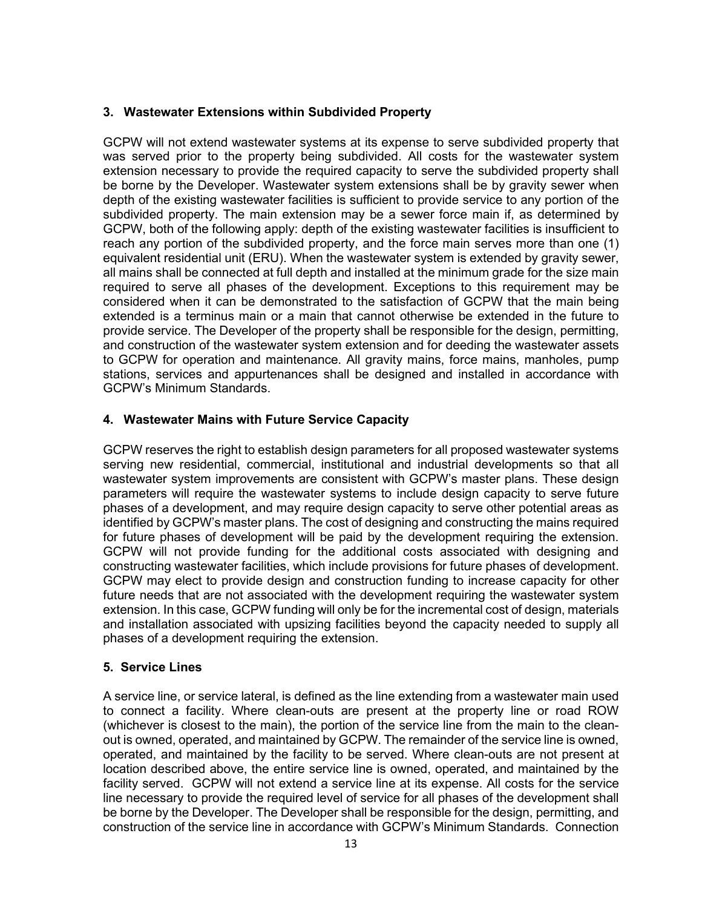### 3. Wastewater Extensions within Subdivided Property

GCPW will not extend wastewater systems at its expense to serve subdivided property that was served prior to the property being subdivided. All costs for the wastewater system extension necessary to provide the required capacity to serve the subdivided property shall be borne by the Developer. Wastewater system extensions shall be by gravity sewer when depth of the existing wastewater facilities is sufficient to provide service to any portion of the subdivided property. The main extension may be a sewer force main if, as determined by GCPW, both of the following apply: depth of the existing wastewater facilities is insufficient to reach any portion of the subdivided property, and the force main serves more than one (1) equivalent residential unit (ERU). When the wastewater system is extended by gravity sewer, all mains shall be connected at full depth and installed at the minimum grade for the size main required to serve all phases of the development. Exceptions to this requirement may be considered when it can be demonstrated to the satisfaction of GCPW that the main being extended is a terminus main or a main that cannot otherwise be extended in the future to provide service. The Developer of the property shall be responsible for the design, permitting, and construction of the wastewater system extension and for deeding the wastewater assets to GCPW for operation and maintenance. All gravity mains, force mains, manholes, pump stations, services and appurtenances shall be designed and installed in accordance with GCPW's Minimum Standards.

### 4. Wastewater Mains with Future Service Capacity

GCPW reserves the right to establish design parameters for all proposed wastewater systems serving new residential, commercial, institutional and industrial developments so that all wastewater system improvements are consistent with GCPW's master plans. These design parameters will require the wastewater systems to include design capacity to serve future phases of a development, and may require design capacity to serve other potential areas as identified by GCPW's master plans. The cost of designing and constructing the mains required for future phases of development will be paid by the development requiring the extension. GCPW will not provide funding for the additional costs associated with designing and constructing wastewater facilities, which include provisions for future phases of development. GCPW may elect to provide design and construction funding to increase capacity for other future needs that are not associated with the development requiring the wastewater system extension. In this case, GCPW funding will only be for the incremental cost of design, materials and installation associated with upsizing facilities beyond the capacity needed to supply all phases of a development requiring the extension.

### 5. Service Lines

A service line, or service lateral, is defined as the line extending from a wastewater main used to connect a facility. Where clean-outs are present at the property line or road ROW (whichever is closest to the main), the portion of the service line from the main to the clean-out is owned, operated, and maintained by GCPW. The remainder of the service line is owned, operated, and maintained by the facility to be served. Where clean-outs are not present at location described above, the entire service line is owned, operated, and maintained by the facility served. GCPW will not extend a service line at its expense. All costs for the service line necessary to provide the required level of service for all phases of the development shall be borne by the Developer. The Developer shall be responsible for the design, permitting, and construction of the service line in accordance with GCPW's Minimum Standards. Connection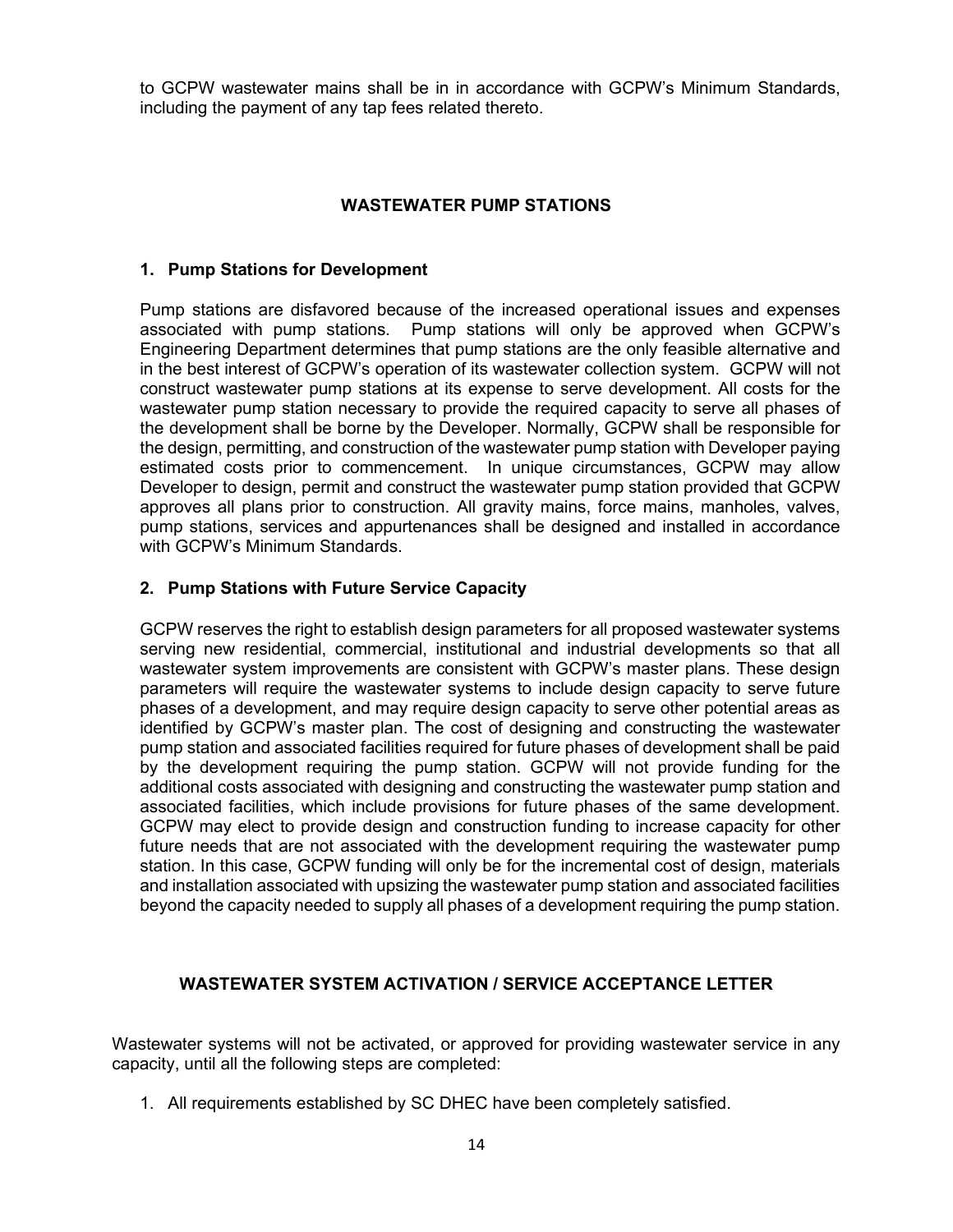to GCPW wastewater mains shall be in in accordance with GCPW's Minimum Standards, including the payment of any tap fees related thereto.

## WASTEWATER PUMP STATIONS

### 1. Pump Stations for Development

Pump stations are disfavored because of the increased operational issues and expenses associated with pump stations. Pump stations will only be approved when GCPW's Engineering Department determines that pump stations are the only feasible alternative and in the best interest of GCPW's operation of its wastewater collection system. GCPW will not construct wastewater pump stations at its expense to serve development. All costs for the wastewater pump station necessary to provide the required capacity to serve all phases of the development shall be borne by the Developer. Normally, GCPW shall be responsible for the design, permitting, and construction of the wastewater pump station with Developer paying estimated costs prior to commencement. In unique circumstances, GCPW may allow Developer to design, permit and construct the wastewater pump station provided that GCPW approves all plans prior to construction. All gravity mains, force mains, manholes, valves, pump stations, services and appurtenances shall be designed and installed in accordance with GCPW's Minimum Standards.

### 2. Pump Stations with Future Service Capacity

GCPW reserves the right to establish design parameters for all proposed wastewater systems serving new residential, commercial, institutional and industrial developments so that all wastewater system improvements are consistent with GCPW's master plans. These design parameters will require the wastewater systems to include design capacity to serve future phases of a development, and may require design capacity to serve other potential areas as identified by GCPW's master plan. The cost of designing and constructing the wastewater pump station and associated facilities required for future phases of development shall be paid by the development requiring the pump station. GCPW will not provide funding for the additional costs associated with designing and constructing the wastewater pump station and associated facilities, which include provisions for future phases of the same development. GCPW may elect to provide design and construction funding to increase capacity for other future needs that are not associated with the development requiring the wastewater pump station. In this case, GCPW funding will only be for the incremental cost of design, materials and installation associated with upsizing the wastewater pump station and associated facilities beyond the capacity needed to supply all phases of a development requiring the pump station.

## WASTEWATER SYSTEM ACTIVATION / SERVICE ACCEPTANCE LETTER

Wastewater systems will not be activated, or approved for providing wastewater service in any capacity, until all the following steps are completed:

1. All requirements established by SC DHEC have been completely satisfied.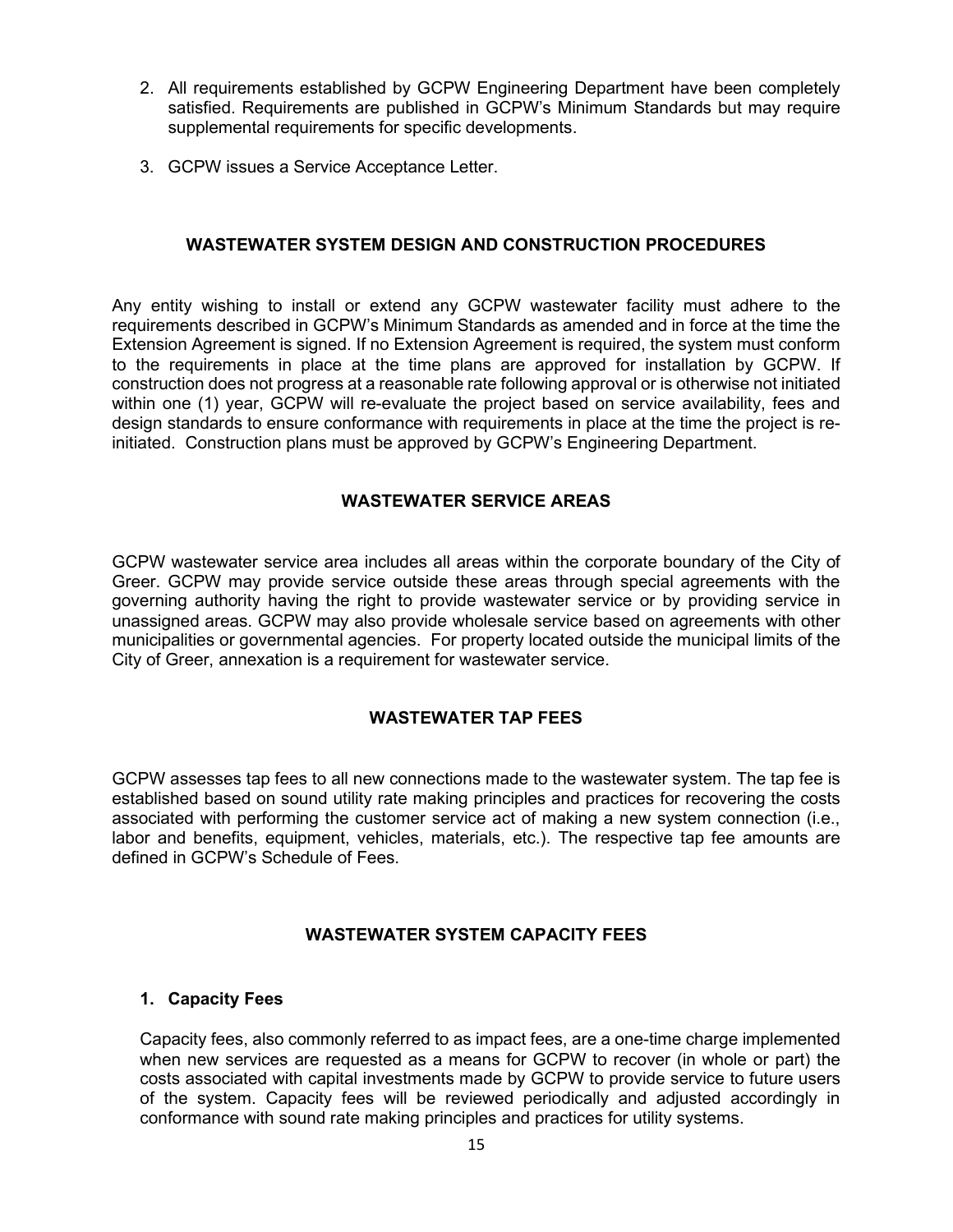2. All requirements established by GCPW Engineering Department have been completely satisfied. Requirements are published in GCPW's Minimum Standards but may require supplemental requirements for specific developments.

3. GCPW issues a Service Acceptance Letter.

## WASTEWATER SYSTEM DESIGN AND CONSTRUCTION PROCEDURES

Any entity wishing to install or extend any GCPW wastewater facility must adhere to the requirements described in GCPW's Minimum Standards as amended and in force at the time the Extension Agreement is signed. If no Extension Agreement is required, the system must conform to the requirements in place at the time plans are approved for installation by GCPW. If construction does not progress at a reasonable rate following approval or is otherwise not initiated within one (1) year, GCPW will re-evaluate the project based on service availability, fees and design standards to ensure conformance with requirements in place at the time the project is re-initiated. Construction plans must be approved by GCPW's Engineering Department.

## WASTEWATER SERVICE AREAS

GCPW wastewater service area includes all areas within the corporate boundary of the City of Greer. GCPW may provide service outside these areas through special agreements with the governing authority having the right to provide wastewater service or by providing service in unassigned areas. GCPW may also provide wholesale service based on agreements with other municipalities or governmental agencies. For property located outside the municipal limits of the City of Greer, annexation is a requirement for wastewater service.

## WASTEWATER TAP FEES

GCPW assesses tap fees to all new connections made to the wastewater system. The tap fee is established based on sound utility rate making principles and practices for recovering the costs associated with performing the customer service act of making a new system connection (i.e., labor and benefits, equipment, vehicles, materials, etc.). The respective tap fee amounts are defined in GCPW's Schedule of Fees.

## WASTEWATER SYSTEM CAPACITY FEES

### 1. Capacity Fees

Capacity fees, also commonly referred to as impact fees, are a one-time charge implemented when new services are requested as a means for GCPW to recover (in whole or part) the costs associated with capital investments made by GCPW to provide service to future users of the system. Capacity fees will be reviewed periodically and adjusted accordingly in conformance with sound rate making principles and practices for utility systems.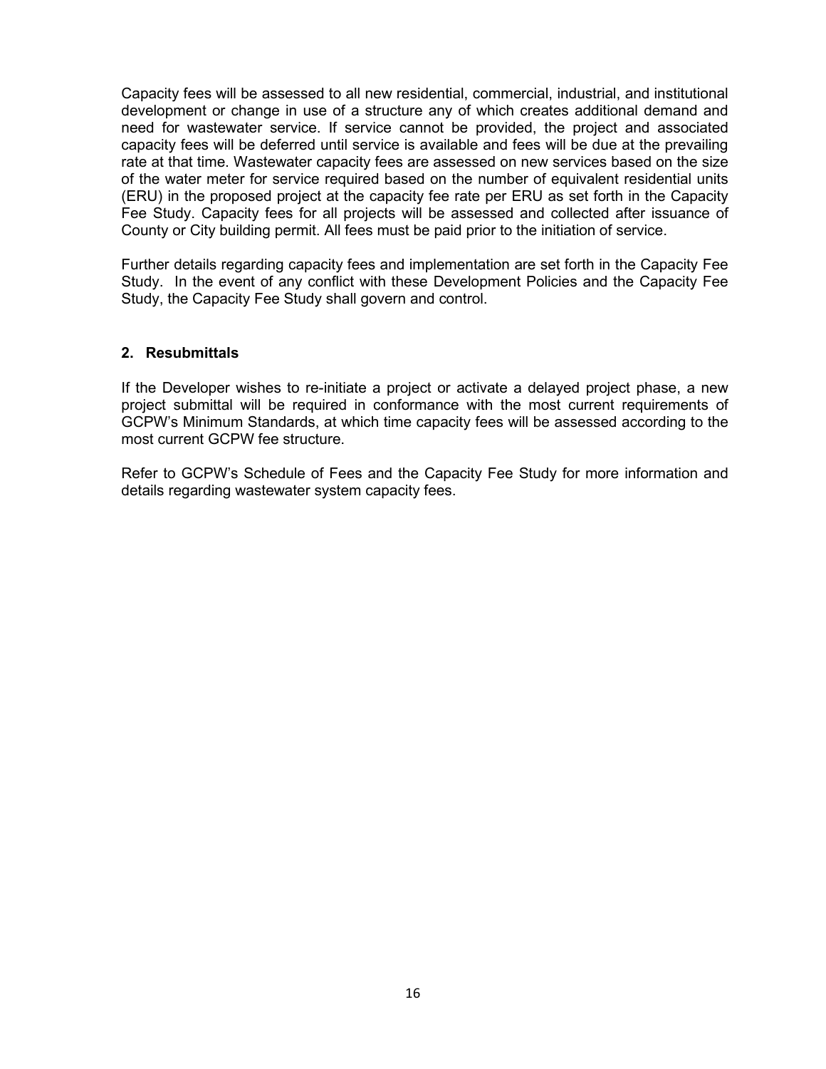Capacity fees will be assessed to all new residential, commercial, industrial, and institutional development or change in use of a structure any of which creates additional demand and need for wastewater service. If service cannot be provided, the project and associated capacity fees will be deferred until service is available and fees will be due at the prevailing rate at that time. Wastewater capacity fees are assessed on new services based on the size of the water meter for service required based on the number of equivalent residential units (ERU) in the proposed project at the capacity fee rate per ERU as set forth in the Capacity Fee Study. Capacity fees for all projects will be assessed and collected after issuance of County or City building permit. All fees must be paid prior to the initiation of service.

Further details regarding capacity fees and implementation are set forth in the Capacity Fee Study. In the event of any conflict with these Development Policies and the Capacity Fee Study, the Capacity Fee Study shall govern and control.

### 2. Resubmittals

If the Developer wishes to re-initiate a project or activate a delayed project phase, a new project submittal will be required in conformance with the most current requirements of GCPW's Minimum Standards, at which time capacity fees will be assessed according to the most current GCPW fee structure.

Refer to GCPW's Schedule of Fees and the Capacity Fee Study for more information and details regarding wastewater system capacity fees.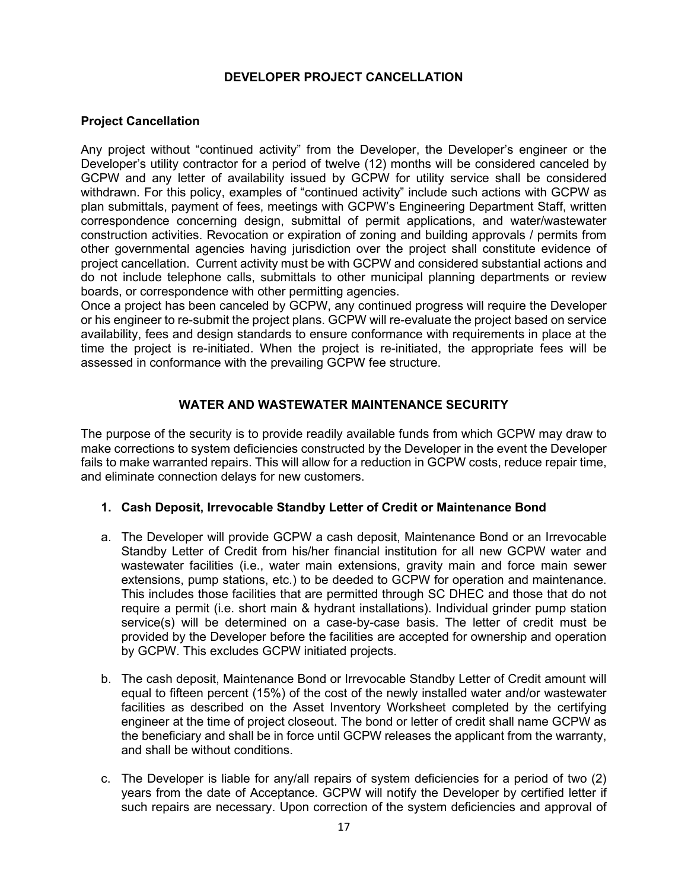## DEVELOPER PROJECT CANCELLATION

### Project Cancellation

Any project without "continued activity" from the Developer, the Developer's engineer or the Developer's utility contractor for a period of twelve (12) months will be considered canceled by GCPW and any letter of availability issued by GCPW for utility service shall be considered withdrawn. For this policy, examples of "continued activity" include such actions with GCPW as plan submittals, payment of fees, meetings with GCPW's Engineering Department Staff, written correspondence concerning design, submittal of permit applications, and water/wastewater construction activities. Revocation or expiration of zoning and building approvals / permits from other governmental agencies having jurisdiction over the project shall constitute evidence of project cancellation. Current activity must be with GCPW and considered substantial actions and do not include telephone calls, submittals to other municipal planning departments or review boards, or correspondence with other permitting agencies.

Once a project has been canceled by GCPW, any continued progress will require the Developer or his engineer to re-submit the project plans. GCPW will re-evaluate the project based on service availability, fees and design standards to ensure conformance with requirements in place at the time the project is re-initiated. When the project is re-initiated, the appropriate fees will be assessed in conformance with the prevailing GCPW fee structure.

## WATER AND WASTEWATER MAINTENANCE SECURITY

The purpose of the security is to provide readily available funds from which GCPW may draw to make corrections to system deficiencies constructed by the Developer in the event the Developer fails to make warranted repairs. This will allow for a reduction in GCPW costs, reduce repair time, and eliminate connection delays for new customers.

1. **Cash Deposit, Irrevocable Standby Letter of Credit or Maintenance Bond**

   a. The Developer will provide GCPW a cash deposit, Maintenance Bond or an Irrevocable Standby Letter of Credit from his/her financial institution for all new GCPW water and wastewater facilities (i.e., water main extensions, gravity main and force main sewer extensions, pump stations, etc.) to be deeded to GCPW for operation and maintenance. This includes those facilities that are permitted through SC DHEC and those that do not require a permit (i.e. short main & hydrant installations). Individual grinder pump station service(s) will be determined on a case-by-case basis. The letter of credit must be provided by the Developer before the facilities are accepted for ownership and operation by GCPW. This excludes GCPW initiated projects.

   b. The cash deposit, Maintenance Bond or Irrevocable Standby Letter of Credit amount will equal to fifteen percent (15%) of the cost of the newly installed water and/or wastewater facilities as described on the Asset Inventory Worksheet completed by the certifying engineer at the time of project closeout. The bond or letter of credit shall name GCPW as the beneficiary and shall be in force until GCPW releases the applicant from the warranty, and shall be without conditions.

   c. The Developer is liable for any/all repairs of system deficiencies for a period of two (2) years from the date of Acceptance. GCPW will notify the Developer by certified letter if such repairs are necessary. Upon correction of the system deficiencies and approval of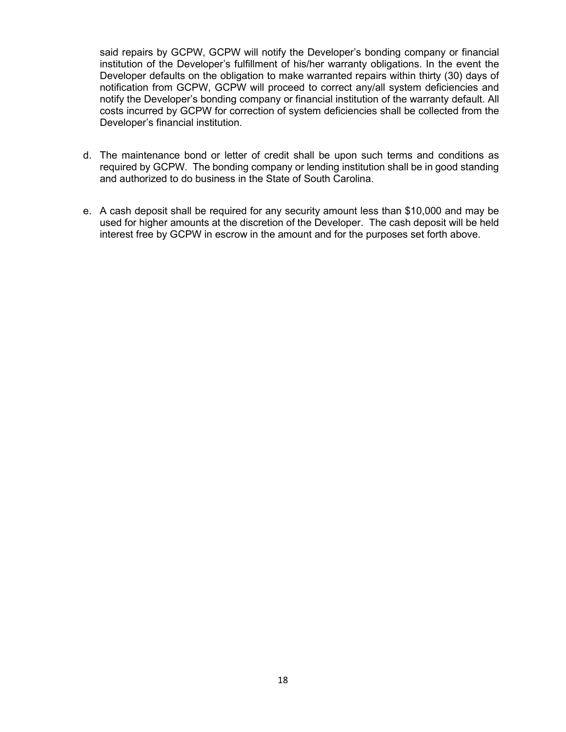said repairs by GCPW, GCPW will notify the Developer's bonding company or financial institution of the Developer's fulfillment of his/her warranty obligations. In the event the Developer defaults on the obligation to make warranted repairs within thirty (30) days of notification from GCPW, GCPW will proceed to correct any/all system deficiencies and notify the Developer's bonding company or financial institution of the warranty default. All costs incurred by GCPW for correction of system deficiencies shall be collected from the Developer's financial institution.

d. The maintenance bond or letter of credit shall be upon such terms and conditions as required by GCPW. The bonding company or lending institution shall be in good standing and authorized to do business in the State of South Carolina.

e. A cash deposit shall be required for any security amount less than $10,000 and may be used for higher amounts at the discretion of the Developer. The cash deposit will be held interest free by GCPW in escrow in the amount and for the purposes set forth above.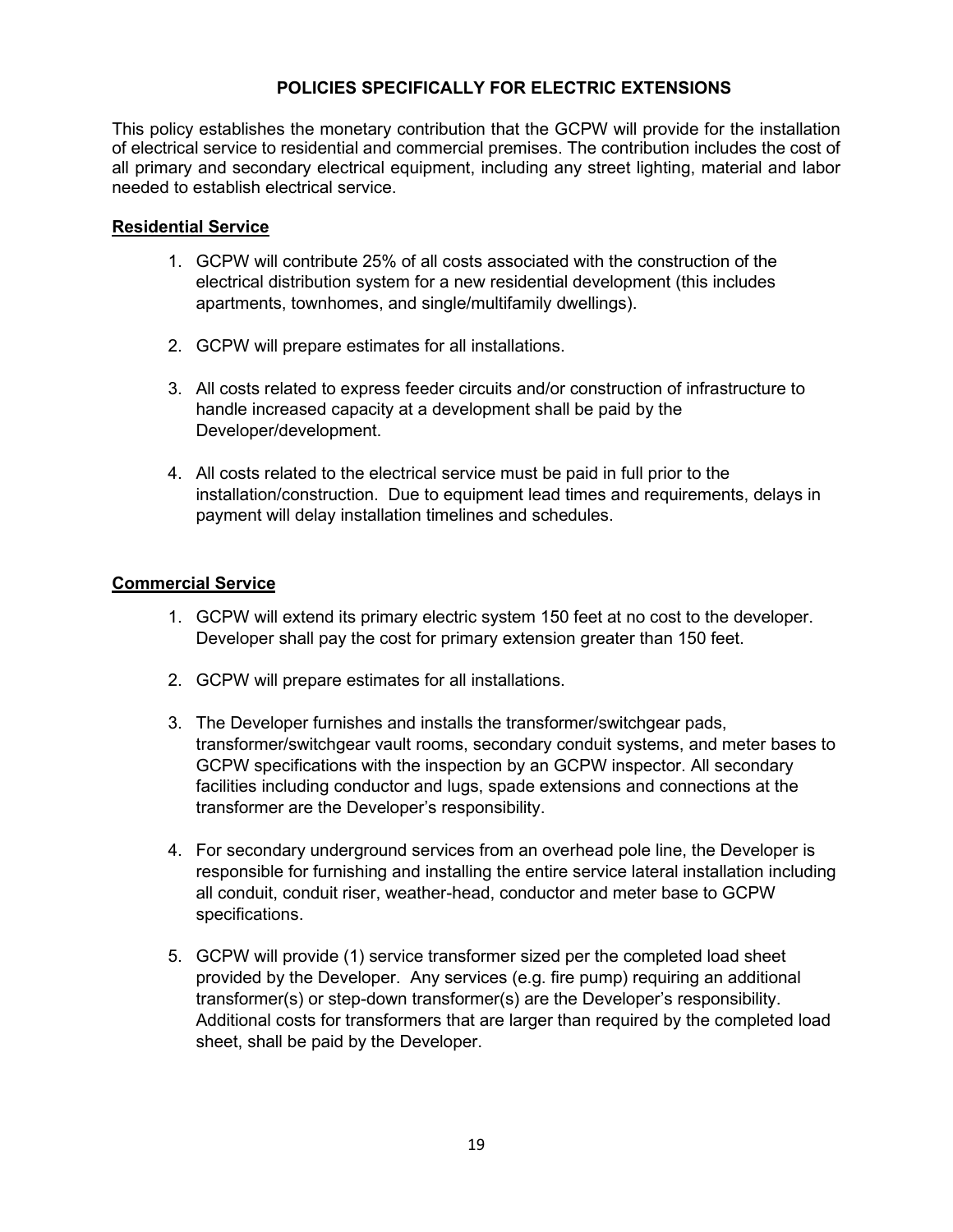## POLICIES SPECIFICALLY FOR ELECTRIC EXTENSIONS

This policy establishes the monetary contribution that the GCPW will provide for the installation of electrical service to residential and commercial premises. The contribution includes the cost of all primary and secondary electrical equipment, including any street lighting, material and labor needed to establish electrical service.

### Residential Service

1. GCPW will contribute 25% of all costs associated with the construction of the electrical distribution system for a new residential development (this includes apartments, townhomes, and single/multifamily dwellings).

2. GCPW will prepare estimates for all installations.

3. All costs related to express feeder circuits and/or construction of infrastructure to handle increased capacity at a development shall be paid by the Developer/development.

4. All costs related to the electrical service must be paid in full prior to the installation/construction. Due to equipment lead times and requirements, delays in payment will delay installation timelines and schedules.

### Commercial Service

1. GCPW will extend its primary electric system 150 feet at no cost to the developer. Developer shall pay the cost for primary extension greater than 150 feet.

2. GCPW will prepare estimates for all installations.

3. The Developer furnishes and installs the transformer/switchgear pads, transformer/switchgear vault rooms, secondary conduit systems, and meter bases to GCPW specifications with the inspection by an GCPW inspector. All secondary facilities including conductor and lugs, spade extensions and connections at the transformer are the Developer's responsibility.

4. For secondary underground services from an overhead pole line, the Developer is responsible for furnishing and installing the entire service lateral installation including all conduit, conduit riser, weather-head, conductor and meter base to GCPW specifications.

5. GCPW will provide (1) service transformer sized per the completed load sheet provided by the Developer. Any services (e.g. fire pump) requiring an additional transformer(s) or step-down transformer(s) are the Developer's responsibility. Additional costs for transformers that are larger than required by the completed load sheet, shall be paid by the Developer.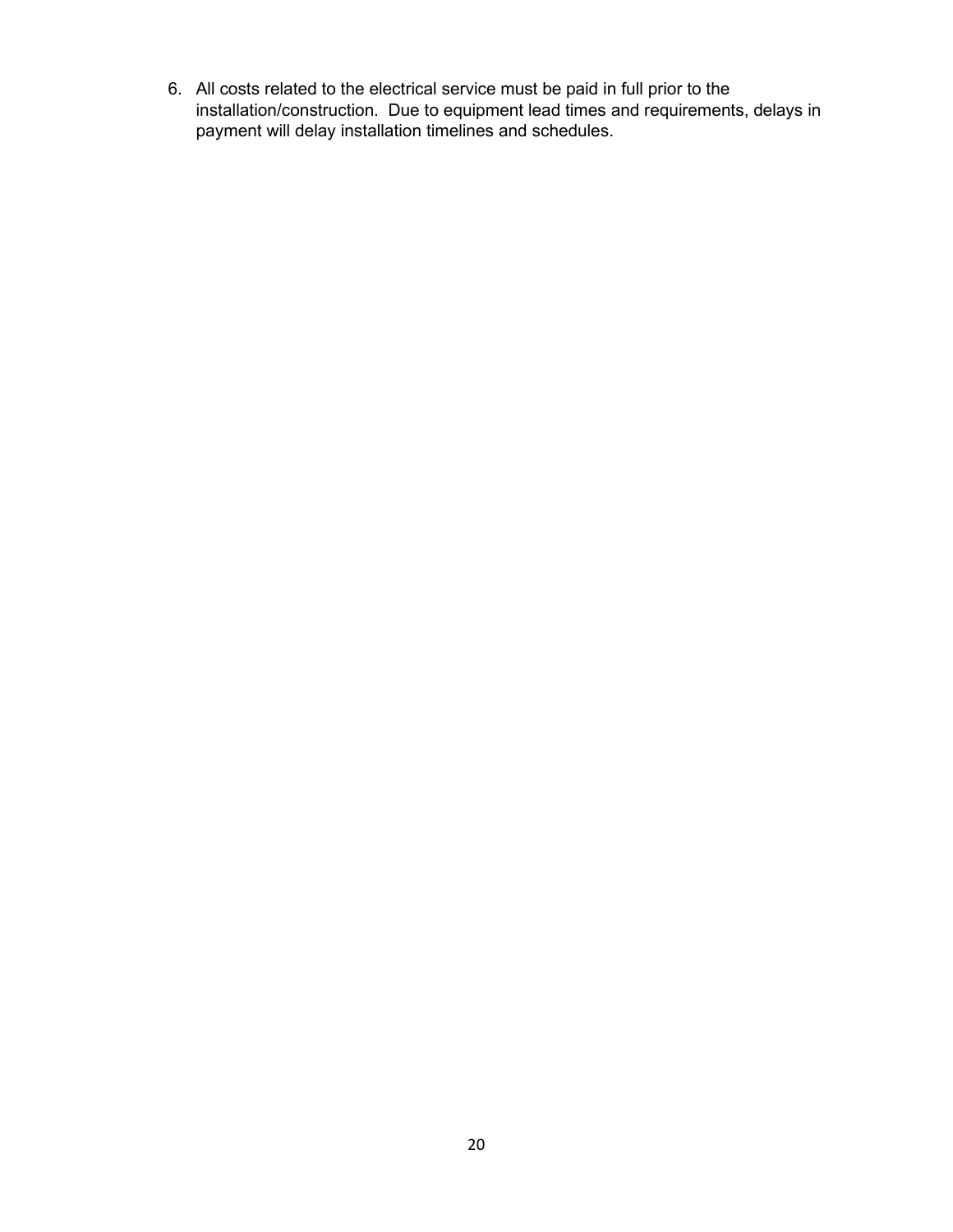6. All costs related to the electrical service must be paid in full prior to the installation/construction. Due to equipment lead times and requirements, delays in payment will delay installation timelines and schedules.